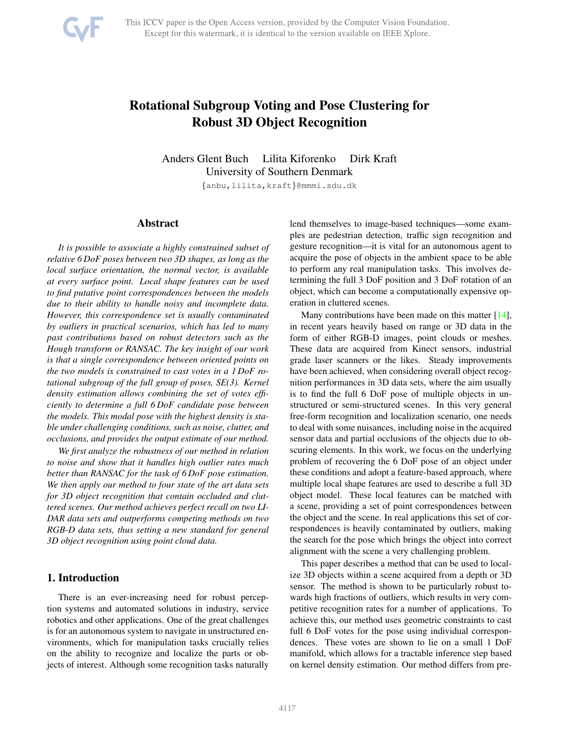# Rotational Subgroup Voting and Pose Clustering for Robust 3D Object Recognition

Anders Glent Buch     Lilita Kiforenko     Dirk Kraft

University of Southern Denmark

{anbu,lilita,kraft}@mmmi.sdu.dk

## Abstract

*It is possible to associate a highly constrained subset of relative 6 DoF poses between two 3D shapes, as long as the local surface orientation, the normal vector, is available at every surface point. Local shape features can be used to find putative point correspondences between the models due to their ability to handle noisy and incomplete data. However, this correspondence set is usually contaminated by outliers in practical scenarios, which has led to many past contributions based on robust detectors such as the Hough transform or RANSAC. The key insight of our work is that a single correspondence between oriented points on the two models is constrained to cast votes in a 1 DoF rotational subgroup of the full group of poses, SE(3). Kernel density estimation allows combining the set of votes efficiently to determine a full 6 DoF candidate pose between the models. This modal pose with the highest density is stable under challenging conditions, such as noise, clutter, and occlusions, and provides the output estimate of our method.*

*We first analyze the robustness of our method in relation to noise and show that it handles high outlier rates much better than RANSAC for the task of 6 DoF pose estimation. We then apply our method to four state of the art data sets for 3D object recognition that contain occluded and cluttered scenes. Our method achieves perfect recall on two LIDAR data sets and outperforms competing methods on two RGB-D data sets, thus setting a new standard for general 3D object recognition using point cloud data.*

## 1. Introduction

There is an ever-increasing need for robust perception systems and automated solutions in industry, service robotics and other applications. One of the great challenges is for an autonomous system to navigate in unstructured environments, which for manipulation tasks crucially relies on the ability to recognize and localize the parts or objects of interest. Although some recognition tasks naturally lend themselves to image-based techniques—some examples are pedestrian detection, traffic sign recognition and gesture recognition—it is vital for an autonomous agent to acquire the pose of objects in the ambient space to be able to perform any real manipulation tasks. This involves determining the full 3 DoF position and 3 DoF rotation of an object, which can become a computationally expensive operation in cluttered scenes.

Many contributions have been made on this matter [14], in recent years heavily based on range or 3D data in the form of either RGB-D images, point clouds or meshes. These data are acquired from Kinect sensors, industrial grade laser scanners or the likes. Steady improvements have been achieved, when considering overall object recognition performances in 3D data sets, where the aim usually is to find the full 6 DoF pose of multiple objects in unstructured or semi-structured scenes. In this very general free-form recognition and localization scenario, one needs to deal with some nuisances, including noise in the acquired sensor data and partial occlusions of the objects due to obscuring elements. In this work, we focus on the underlying problem of recovering the 6 DoF pose of an object under these conditions and adopt a feature-based approach, where multiple local shape features are used to describe a full 3D object model. These local features can be matched with a scene, providing a set of point correspondences between the object and the scene. In real applications this set of correspondences is heavily contaminated by outliers, making the search for the pose which brings the object into correct alignment with the scene a very challenging problem.

This paper describes a method that can be used to localize 3D objects within a scene acquired from a depth or 3D sensor. The method is shown to be particularly robust towards high fractions of outliers, which results in very competitive recognition rates for a number of applications. To achieve this, our method uses geometric constraints to cast full 6 DoF votes for the pose using individual correspondences. These votes are shown to lie on a small 1 DoF manifold, which allows for a tractable inference step based on kernel density estimation. Our method differs from pre-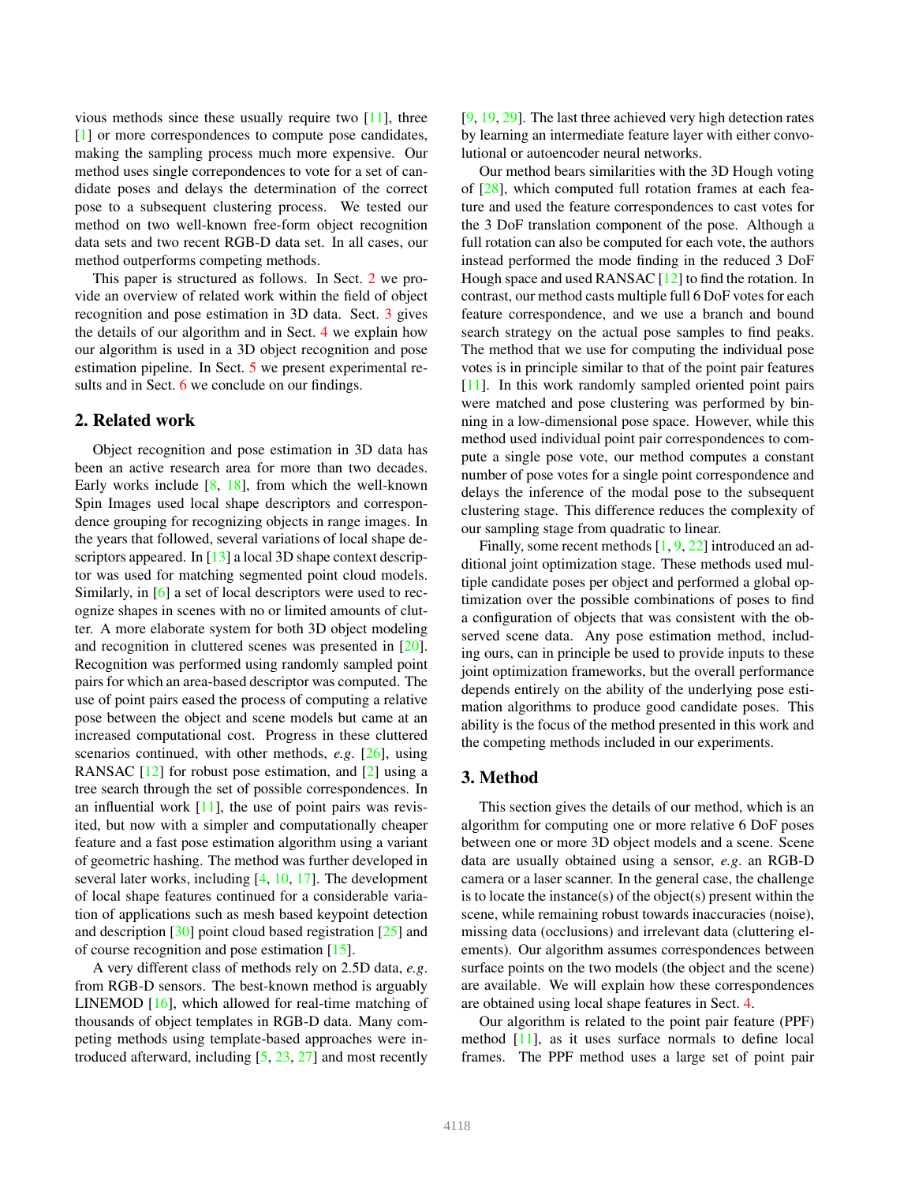vious methods since these usually require two [11], three [1] or more correspondences to compute pose candidates, making the sampling process much more expensive. Our method uses single correspondences to vote for a set of candidate poses and delays the determination of the correct pose to a subsequent clustering process. We tested our method on two well-known free-form object recognition data sets and two recent RGB-D data set. In all cases, our method outperforms competing methods.

This paper is structured as follows. In Sect. 2 we provide an overview of related work within the field of object recognition and pose estimation in 3D data. Sect. 3 gives the details of our algorithm and in Sect. 4 we explain how our algorithm is used in a 3D object recognition and pose estimation pipeline. In Sect. 5 we present experimental results and in Sect. 6 we conclude on our findings.

## 2. Related work

Object recognition and pose estimation in 3D data has been an active research area for more than two decades. Early works include [8, 18], from which the well-known Spin Images used local shape descriptors and correspondence grouping for recognizing objects in range images. In the years that followed, several variations of local shape descriptors appeared. In [13] a local 3D shape context descriptor was used for matching segmented point cloud models. Similarly, in [6] a set of local descriptors were used to recognize shapes in scenes with no or limited amounts of clutter. A more elaborate system for both 3D object modeling and recognition in cluttered scenes was presented in [20]. Recognition was performed using randomly sampled point pairs for which an area-based descriptor was computed. The use of point pairs eased the process of computing a relative pose between the object and scene models but came at an increased computational cost. Progress in these cluttered scenarios continued, with other methods, *e.g.* [26], using RANSAC [12] for robust pose estimation, and [2] using a tree search through the set of possible correspondences. In an influential work [11], the use of point pairs was revisited, but now with a simpler and computationally cheaper feature and a fast pose estimation algorithm using a variant of geometric hashing. The method was further developed in several later works, including [4, 10, 17]. The development of local shape features continued for a considerable variation of applications such as mesh based keypoint detection and description [30] point cloud based registration [25] and of course recognition and pose estimation [15].

A very different class of methods rely on 2.5D data, *e.g.* from RGB-D sensors. The best-known method is arguably LINEMOD [16], which allowed for real-time matching of thousands of object templates in RGB-D data. Many competing methods using template-based approaches were introduced afterward, including [5, 23, 27] and most recently [9, 19, 29]. The last three achieved very high detection rates by learning an intermediate feature layer with either convolutional or autoencoder neural networks.

Our method bears similarities with the 3D Hough voting of [28], which computed full rotation frames at each feature and used the feature correspondences to cast votes for the 3 DoF translation component of the pose. Although a full rotation can also be computed for each vote, the authors instead performed the mode finding in the reduced 3 DoF Hough space and used RANSAC [12] to find the rotation. In contrast, our method casts multiple full 6 DoF votes for each feature correspondence, and we use a branch and bound search strategy on the actual pose samples to find peaks. The method that we use for computing the individual pose votes is in principle similar to that of the point pair features [11]. In this work randomly sampled oriented point pairs were matched and pose clustering was performed by binning in a low-dimensional pose space. However, while this method used individual point pair correspondences to compute a single pose vote, our method computes a constant number of pose votes for a single point correspondence and delays the inference of the modal pose to the subsequent clustering stage. This difference reduces the complexity of our sampling stage from quadratic to linear.

Finally, some recent methods [1, 9, 22] introduced an additional joint optimization stage. These methods used multiple candidate poses per object and performed a global optimization over the possible combinations of poses to find a configuration of objects that was consistent with the observed scene data. Any pose estimation method, including ours, can in principle be used to provide inputs to these joint optimization frameworks, but the overall performance depends entirely on the ability of the underlying pose estimation algorithms to produce good candidate poses. This ability is the focus of the method presented in this work and the competing methods included in our experiments.

## 3. Method

This section gives the details of our method, which is an algorithm for computing one or more relative 6 DoF poses between one or more 3D object models and a scene. Scene data are usually obtained using a sensor, *e.g.* an RGB-D camera or a laser scanner. In the general case, the challenge is to locate the instance(s) of the object(s) present within the scene, while remaining robust towards inaccuracies (noise), missing data (occlusions) and irrelevant data (cluttering elements). Our algorithm assumes correspondences between surface points on the two models (the object and the scene) are available. We will explain how these correspondences are obtained using local shape features in Sect. 4.

Our algorithm is related to the point pair feature (PPF) method [11], as it uses surface normals to define local frames. The PPF method uses a large set of point pair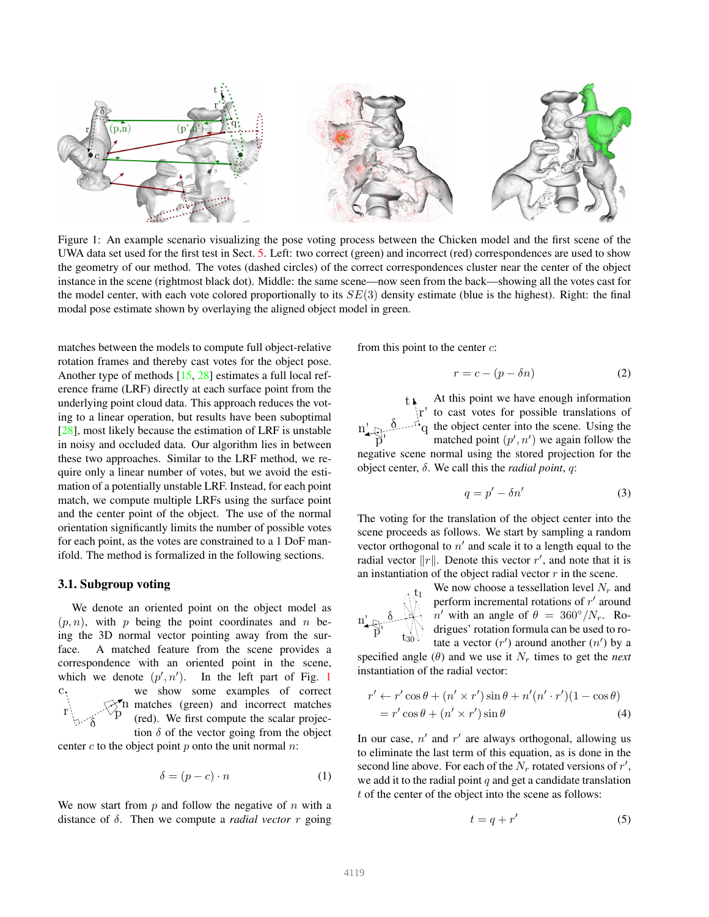Figure 1: An example scenario visualizing the pose voting process between the Chicken model and the first scene of the UWA data set used for the first test in Sect. 5. Left: two correct (green) and incorrect (red) correspondences are used to show the geometry of our method. The votes (dashed circles) of the correct correspondences cluster near the center of the object instance in the scene (rightmost black dot). Middle: the same scene—now seen from the back—showing all the votes cast for the model center, with each vote colored proportionally to its $SE(3)$ density estimate (blue is the highest). Right: the final modal pose estimate shown by overlaying the aligned object model in green.

matches between the models to compute full object-relative rotation frames and thereby cast votes for the object pose. Another type of methods [15, 28] estimates a full local reference frame (LRF) directly at each surface point from the underlying point cloud data. This approach reduces the voting to a linear operation, but results have been suboptimal [28], most likely because the estimation of LRF is unstable in noisy and occluded data. Our algorithm lies in between these two approaches. Similar to the LRF method, we require only a linear number of votes, but we avoid the estimation of a potentially unstable LRF. Instead, for each point match, we compute multiple LRFs using the surface point and the center point of the object. The use of the normal orientation significantly limits the number of possible votes for each point, as the votes are constrained to a 1 DoF manifold. The method is formalized in the following sections.

### 3.1. Subgroup voting

We denote an oriented point on the object model as $(p, n)$, with $p$ being the point coordinates and $n$ being the 3D normal vector pointing away from the surface. A matched feature from the scene provides a correspondence with an oriented point in the scene, which we denote $(p', n')$. In the left part of Fig. 1 we show some examples of correct matches (green) and incorrect matches (red). We first compute the scalar projection $\delta$ of the vector going from the object center $c$ to the object point $p$ onto the unit normal $n$:

$$\delta = (p - c) \cdot n \tag{1}$$

We now start from $p$ and follow the negative of $n$ with a distance of $\delta$. Then we compute a *radial vector* $r$ going from this point to the center $c$:

$$r = c - (p - \delta n) \tag{2}$$

At this point we have enough information to cast votes for possible translations of the object center into the scene. Using the matched point $(p', n')$ we again follow the negative scene normal using the stored projection for the object center, $\delta$. We call this the *radial point*, $q$:

$$q = p' - \delta n' \tag{3}$$

The voting for the translation of the object center into the scene proceeds as follows. We start by sampling a random vector orthogonal to $n'$ and scale it to a length equal to the radial vector $\|r\|$. Denote this vector $r'$, and note that it is an instantiation of the object radial vector $r$ in the scene.

We now choose a tessellation level $N_r$ and perform incremental rotations of $r'$ around $n'$ with an angle of $\theta = 360°/N_r$. Rodrigues' rotation formula can be used to rotate a vector ($r'$) around another ($n'$) by a specified angle ($\theta$) and we use it $N_r$ times to get the *next* instantiation of the radial vector:

$$\begin{aligned} r' &\leftarrow r' \cos\theta + (n' \times r') \sin\theta + n'(n' \cdot r')(1 - \cos\theta) \\ &= r' \cos\theta + (n' \times r') \sin\theta \end{aligned} \tag{4}$$

In our case, $n'$ and $r'$ are always orthogonal, allowing us to eliminate the last term of this equation, as is done in the second line above. For each of the $N_r$ rotated versions of $r'$, we add it to the radial point $q$ and get a candidate translation $t$ of the center of the object into the scene as follows:

$$t = q + r' \tag{5}$$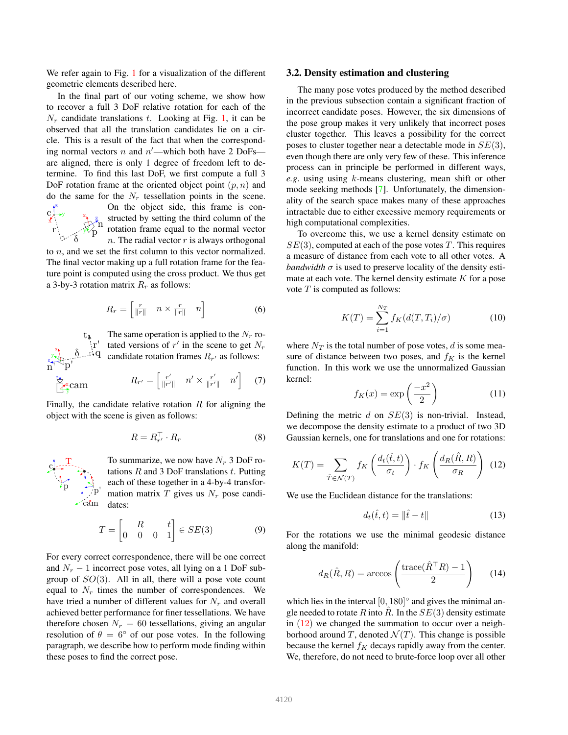We refer again to Fig. 1 for a visualization of the different geometric elements described here.

In the final part of our voting scheme, we show how to recover a full 3 DoF relative rotation for each of the $N_r$ candidate translations $t$. Looking at Fig. 1, it can be observed that all the translation candidates lie on a circle. This is a result of the fact that when the corresponding normal vectors $n$ and $n'$—which both have 2 DoFs—are aligned, there is only 1 degree of freedom left to determine. To find this last DoF, we first compute a full 3 DoF rotation frame at the oriented object point $(p, n)$ and do the same for the $N_r$ tessellation points in the scene. On the object side, this frame is constructed by setting the third column of the rotation frame equal to the normal vector $n$. The radial vector $r$ is always orthogonal to $n$, and we set the first column to this vector normalized. The final vector making up a full rotation frame for the feature point is computed using the cross product. We thus get a 3-by-3 rotation matrix $R_r$ as follows:

$$R_r = \begin{bmatrix} \frac{r}{\|r\|} & n \times \frac{r}{\|r\|} & n \end{bmatrix} \tag{6}$$

The same operation is applied to the $N_r$ rotated versions of $r'$ in the scene to get $N_r$ candidate rotation frames $R_{r'}$ as follows:

$$R_{r'} = \begin{bmatrix} \frac{r'}{\|r'\|} & n' \times \frac{r'}{\|r'\|} & n' \end{bmatrix} \tag{7}$$

Finally, the candidate relative rotation $R$ for aligning the object with the scene is given as follows:

$$R = R_{r'}^{\top} \cdot R_r \tag{8}$$

To summarize, we now have $N_r$ 3 DoF rotations $R$ and 3 DoF translations $t$. Putting each of these together in a 4-by-4 transformation matrix $T$ gives us $N_r$ pose candidates:

$$T = \begin{bmatrix} & R & & t \\ 0 & 0 & 0 & 1 \end{bmatrix} \in SE(3) \tag{9}$$

For every correct correspondence, there will be one correct and $N_r - 1$ incorrect pose votes, all lying on a 1 DoF subgroup of $SO(3)$. All in all, there will a pose vote count equal to $N_r$ times the number of correspondences. We have tried a number of different values for $N_r$ and overall achieved better performance for finer tessellations. We have therefore chosen $N_r = 60$ tessellations, giving an angular resolution of $\theta = 6°$ of our pose votes. In the following paragraph, we describe how to perform mode finding within these poses to find the correct pose.

### 3.2. Density estimation and clustering

The many pose votes produced by the method described in the previous subsection contain a significant fraction of incorrect candidate poses. However, the six dimensions of the pose group makes it very unlikely that incorrect poses cluster together. This leaves a possibility for the correct poses to cluster together near a detectable mode in $SE(3)$, even though there are only very few of these. This inference process can in principle be performed in different ways, *e.g.* using using $k$-means clustering, mean shift or other mode seeking methods [7]. Unfortunately, the dimensionality of the search space makes many of these approaches intractable due to either excessive memory requirements or high computational complexities.

To overcome this, we use a kernel density estimate on $SE(3)$, computed at each of the pose votes $T$. This requires a measure of distance from each vote to all other votes. A *bandwidth* $\sigma$ is used to preserve locality of the density estimate at each vote. The kernel density estimate $K$ for a pose vote $T$ is computed as follows:

$$K(T) = \sum_{i=1}^{N_T} f_K(d(T, T_i)/\sigma) \tag{10}$$

where $N_T$ is the total number of pose votes, $d$ is some measure of distance between two poses, and $f_K$ is the kernel function. In this work we use the unnormalized Gaussian kernel:

$$f_K(x) = \exp\left(\frac{-x^2}{2}\right) \tag{11}$$

Defining the metric $d$ on $SE(3)$ is non-trivial. Instead, we decompose the density estimate to a product of two 3D Gaussian kernels, one for translations and one for rotations:

$$K(T) = \sum_{\hat{T} \in \mathcal{N}(T)} f_K\left(\frac{d_t(\hat{t}, t)}{\sigma_t}\right) \cdot f_K\left(\frac{d_R(\hat{R}, R)}{\sigma_R}\right) \tag{12}$$

We use the Euclidean distance for the translations:

$$d_t(\hat{t}, t) = \|\hat{t} - t\| \tag{13}$$

For the rotations we use the minimal geodesic distance along the manifold:

$$d_R(\hat{R}, R) = \arccos\left(\frac{\text{trace}(\hat{R}^{\top} R) - 1}{2}\right) \tag{14}$$

which lies in the interval $[0, 180]°$ and gives the minimal angle needed to rotate $R$ into $\hat{R}$. In the $SE(3)$ density estimate in (12) we changed the summation to occur over a neighborhood around $T$, denoted $\mathcal{N}(T)$. This change is possible because the kernel $f_K$ decays rapidly away from the center. We, therefore, do not need to brute-force loop over all other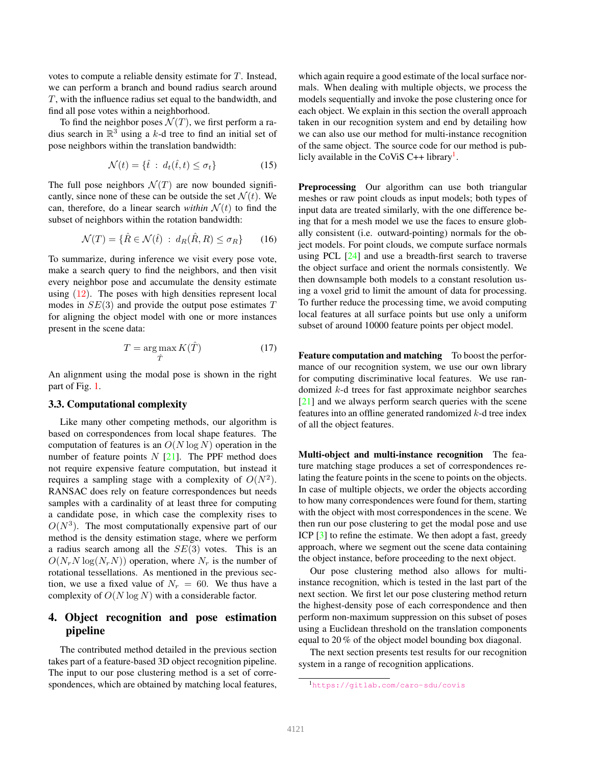votes to compute a reliable density estimate for $T$. Instead, we can perform a branch and bound radius search around $T$, with the influence radius set equal to the bandwidth, and find all pose votes within a neighborhood.

To find the neighbor poses $\mathcal{N}(T)$, we first perform a radius search in $\mathbb{R}^3$ using a $k$-d tree to find an initial set of pose neighbors within the translation bandwidth:

$$\mathcal{N}(t) = \{\hat{t} \ : \ d_t(\hat{t}, t) \leq \sigma_t\} \tag{15}$$

The full pose neighbors $\mathcal{N}(T)$ are now bounded significantly, since none of these can be outside the set $\mathcal{N}(t)$. We can, therefore, do a linear search *within* $\mathcal{N}(t)$ to find the subset of neighbors within the rotation bandwidth:

$$\mathcal{N}(T) = \{\hat{R} \in \mathcal{N}(\hat{t}) \ : \ d_R(\hat{R}, R) \leq \sigma_R\} \tag{16}$$

To summarize, during inference we visit every pose vote, make a search query to find the neighbors, and then visit every neighbor pose and accumulate the density estimate using (12). The poses with high densities represent local modes in $SE(3)$ and provide the output pose estimates $T$ for aligning the object model with one or more instances present in the scene data:

$$T = \arg\max_{\hat{T}} K(\hat{T}) \tag{17}$$

An alignment using the modal pose is shown in the right part of Fig. 1.

### 3.3. Computational complexity

Like many other competing methods, our algorithm is based on correspondences from local shape features. The computation of features is an $O(N \log N)$ operation in the number of feature points $N$ [21]. The PPF method does not require expensive feature computation, but instead it requires a sampling stage with a complexity of $O(N^2)$. RANSAC does rely on feature correspondences but needs samples with a cardinality of at least three for computing a candidate pose, in which case the complexity rises to $O(N^3)$. The most computationally expensive part of our method is the density estimation stage, where we perform a radius search among all the $SE(3)$ votes. This is an $O(N_r N \log(N_r N))$ operation, where $N_r$ is the number of rotational tessellations. As mentioned in the previous section, we use a fixed value of $N_r = 60$. We thus have a complexity of $O(N \log N)$ with a considerable factor.

## 4. Object recognition and pose estimation pipeline

The contributed method detailed in the previous section takes part of a feature-based 3D object recognition pipeline. The input to our pose clustering method is a set of correspondences, which are obtained by matching local features, which again require a good estimate of the local surface normals. When dealing with multiple objects, we process the models sequentially and invoke the pose clustering once for each object. We explain in this section the overall approach taken in our recognition system and end by detailing how we can also use our method for multi-instance recognition of the same object. The source code for our method is publicly available in the CoViS C++ library[1].

**Preprocessing** Our algorithm can use both triangular meshes or raw point clouds as input models; both types of input data are treated similarly, with the one difference being that for a mesh model we use the faces to ensure globally consistent (i.e. outward-pointing) normals for the object models. For point clouds, we compute surface normals using PCL [24] and use a breadth-first search to traverse the object surface and orient the normals consistently. We then downsample both models to a constant resolution using a voxel grid to limit the amount of data for processing. To further reduce the processing time, we avoid computing local features at all surface points but use only a uniform subset of around 10000 feature points per object model.

**Feature computation and matching** To boost the performance of our recognition system, we use our own library for computing discriminative local features. We use randomized $k$-d trees for fast approximate neighbor searches [21] and we always perform search queries with the scene features into an offline generated randomized $k$-d tree index of all the object features.

**Multi-object and multi-instance recognition** The feature matching stage produces a set of correspondences relating the feature points in the scene to points on the objects. In case of multiple objects, we order the objects according to how many correspondences were found for them, starting with the object with most correspondences in the scene. We then run our pose clustering to get the modal pose and use ICP [3] to refine the estimate. We then adopt a fast, greedy approach, where we segment out the scene data containing the object instance, before proceeding to the next object.

Our pose clustering method also allows for multi-instance recognition, which is tested in the last part of the next section. We first let our pose clustering method return the highest-density pose of each correspondence and then perform non-maximum suppression on this subset of poses using a Euclidean threshold on the translation components equal to 20 % of the object model bounding box diagonal.

The next section presents test results for our recognition system in a range of recognition applications.

[1] https://gitlab.com/caro-sdu/covis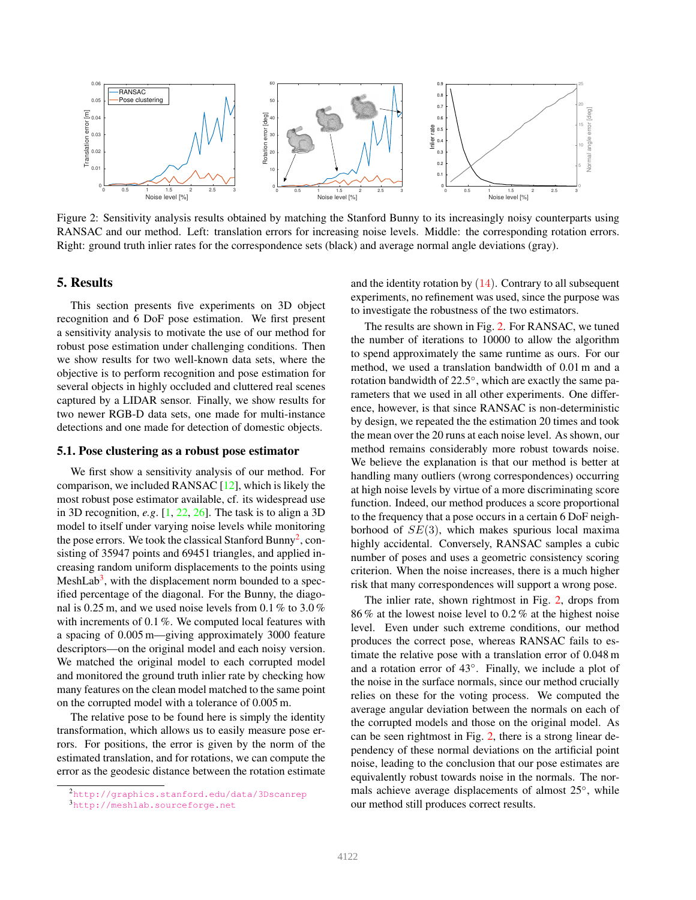Figure 2: Sensitivity analysis results obtained by matching the Stanford Bunny to its increasingly noisy counterparts using RANSAC and our method. Left: translation errors for increasing noise levels. Middle: the corresponding rotation errors. Right: ground truth inlier rates for the correspondence sets (black) and average normal angle deviations (gray).

## 5. Results

This section presents five experiments on 3D object recognition and 6 DoF pose estimation. We first present a sensitivity analysis to motivate the use of our method for robust pose estimation under challenging conditions. Then we show results for two well-known data sets, where the objective is to perform recognition and pose estimation for several objects in highly occluded and cluttered real scenes captured by a LIDAR sensor. Finally, we show results for two newer RGB-D data sets, one made for multi-instance detections and one made for detection of domestic objects.

### 5.1. Pose clustering as a robust pose estimator

We first show a sensitivity analysis of our method. For comparison, we included RANSAC [12], which is likely the most robust pose estimator available, cf. its widespread use in 3D recognition, *e.g*. [1, 22, 26]. The task is to align a 3D model to itself under varying noise levels while monitoring the pose errors. We took the classical Stanford Bunny[2], consisting of 35947 points and 69451 triangles, and applied increasing random uniform displacements to the points using MeshLab[3], with the displacement norm bounded to a specified percentage of the diagonal. For the Bunny, the diagonal is 0.25 m, and we used noise levels from 0.1 % to 3.0 % with increments of 0.1 %. We computed local features with a spacing of 0.005 m—giving approximately 3000 feature descriptors—on the original model and each noisy version. We matched the original model to each corrupted model and monitored the ground truth inlier rate by checking how many features on the clean model matched to the same point on the corrupted model with a tolerance of 0.005 m.

The relative pose to be found here is simply the identity transformation, which allows us to easily measure pose errors. For positions, the error is given by the norm of the estimated translation, and for rotations, we can compute the error as the geodesic distance between the rotation estimate and the identity rotation by (14). Contrary to all subsequent experiments, no refinement was used, since the purpose was to investigate the robustness of the two estimators.

The results are shown in Fig. 2. For RANSAC, we tuned the number of iterations to 10000 to allow the algorithm to spend approximately the same runtime as ours. For our method, we used a translation bandwidth of 0.01 m and a rotation bandwidth of 22.5°, which are exactly the same parameters that we used in all other experiments. One difference, however, is that since RANSAC is non-deterministic by design, we repeated the the estimation 20 times and took the mean over the 20 runs at each noise level. As shown, our method remains considerably more robust towards noise. We believe the explanation is that our method is better at handling many outliers (wrong correspondences) occurring at high noise levels by virtue of a more discriminating score function. Indeed, our method produces a score proportional to the frequency that a pose occurs in a certain 6 DoF neighborhood of $SE(3)$, which makes spurious local maxima highly accidental. Conversely, RANSAC samples a cubic number of poses and uses a geometric consistency scoring criterion. When the noise increases, there is a much higher risk that many correspondences will support a wrong pose.

The inlier rate, shown rightmost in Fig. 2, drops from 86 % at the lowest noise level to 0.2 % at the highest noise level. Even under such extreme conditions, our method produces the correct pose, whereas RANSAC fails to estimate the relative pose with a translation error of 0.048 m and a rotation error of 43°. Finally, we include a plot of the noise in the surface normals, since our method crucially relies on these for the voting process. We computed the average angular deviation between the normals on each of the corrupted models and those on the original model. As can be seen rightmost in Fig. 2, there is a strong linear dependency of these normal deviations on the artificial point noise, leading to the conclusion that our pose estimates are equivalently robust towards noise in the normals. The normals achieve average displacements of almost 25°, while our method still produces correct results.

[2] http://graphics.stanford.edu/data/3Dscanrep

[3] http://meshlab.sourceforge.net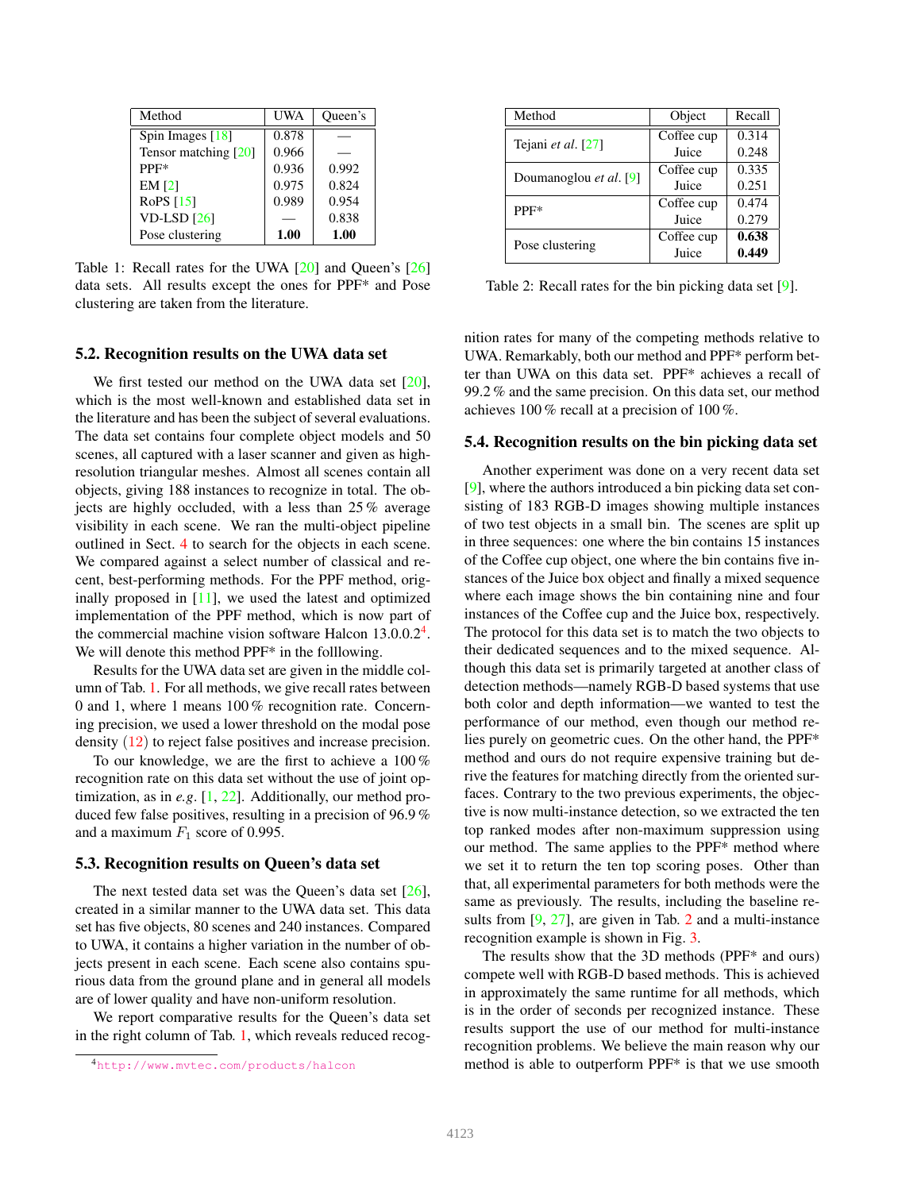| Method | UWA | Queen's |
|---|---|---|
| Spin Images [18] | 0.878 | — |
| Tensor matching [20] | 0.966 | — |
| PPF* | 0.936 | 0.992 |
| EM [2] | 0.975 | 0.824 |
| RoPS [15] | 0.989 | 0.954 |
| VD-LSD [26] | — | 0.838 |
| Pose clustering | **1.00** | **1.00** |

Table 1: Recall rates for the UWA [20] and Queen's [26] data sets. All results except the ones for PPF* and Pose clustering are taken from the literature.

## 5.2. Recognition results on the UWA data set

We first tested our method on the UWA data set [20], which is the most well-known and established data set in the literature and has been the subject of several evaluations. The data set contains four complete object models and 50 scenes, all captured with a laser scanner and given as high-resolution triangular meshes. Almost all scenes contain all objects, giving 188 instances to recognize in total. The objects are highly occluded, with a less than 25 % average visibility in each scene. We ran the multi-object pipeline outlined in Sect. 4 to search for the objects in each scene. We compared against a select number of classical and recent, best-performing methods. For the PPF method, originally proposed in [11], we used the latest and optimized implementation of the PPF method, which is now part of the commercial machine vision software Halcon 13.0.0.2[4]. We will denote this method PPF* in the folllowing.

Results for the UWA data set are given in the middle column of Tab. 1. For all methods, we give recall rates between 0 and 1, where 1 means 100 % recognition rate. Concerning precision, we used a lower threshold on the modal pose density (12) to reject false positives and increase precision.

To our knowledge, we are the first to achieve a 100 % recognition rate on this data set without the use of joint optimization, as in *e.g.* [1, 22]. Additionally, our method produced few false positives, resulting in a precision of 96.9 % and a maximum $F_1$ score of 0.995.

## 5.3. Recognition results on Queen's data set

The next tested data set was the Queen's data set [26], created in a similar manner to the UWA data set. This data set has five objects, 80 scenes and 240 instances. Compared to UWA, it contains a higher variation in the number of objects present in each scene. Each scene also contains spurious data from the ground plane and in general all models are of lower quality and have non-uniform resolution.

We report comparative results for the Queen's data set in the right column of Tab. 1, which reveals reduced recognition rates for many of the competing methods relative to UWA. Remarkably, both our method and PPF* perform better than UWA on this data set. PPF* achieves a recall of 99.2 % and the same precision. On this data set, our method achieves 100 % recall at a precision of 100 %.

[4] http://www.mvtec.com/products/halcon

| Method | Object | Recall |
|---|---|---|
| Tejani *et al.* [27] | Coffee cup | 0.314 |
| | Juice | 0.248 |
| Doumanoglou *et al.* [9] | Coffee cup | 0.335 |
| | Juice | 0.251 |
| PPF* | Coffee cup | 0.474 |
| | Juice | 0.279 |
| Pose clustering | Coffee cup | **0.638** |
| | Juice | **0.449** |

Table 2: Recall rates for the bin picking data set [9].

## 5.4. Recognition results on the bin picking data set

Another experiment was done on a very recent data set [9], where the authors introduced a bin picking data set consisting of 183 RGB-D images showing multiple instances of two test objects in a small bin. The scenes are split up in three sequences: one where the bin contains 15 instances of the Coffee cup object, one where the bin contains five instances of the Juice box object and finally a mixed sequence where each image shows the bin containing nine and four instances of the Coffee cup and the Juice box, respectively. The protocol for this data set is to match the two objects to their dedicated sequences and to the mixed sequence. Although this data set is primarily targeted at another class of detection methods—namely RGB-D based systems that use both color and depth information—we wanted to test the performance of our method, even though our method relies purely on geometric cues. On the other hand, the PPF* method and ours do not require expensive training but derive the features for matching directly from the oriented surfaces. Contrary to the two previous experiments, the objective is now multi-instance detection, so we extracted the ten top ranked modes after non-maximum suppression using our method. The same applies to the PPF* method where we set it to return the ten top scoring poses. Other than that, all experimental parameters for both methods were the same as previously. The results, including the baseline results from [9, 27], are given in Tab. 2 and a multi-instance recognition example is shown in Fig. 3.

The results show that the 3D methods (PPF* and ours) compete well with RGB-D based methods. This is achieved in approximately the same runtime for all methods, which is in the order of seconds per recognized instance. These results support the use of our method for multi-instance recognition problems. We believe the main reason why our method is able to outperform PPF* is that we use smooth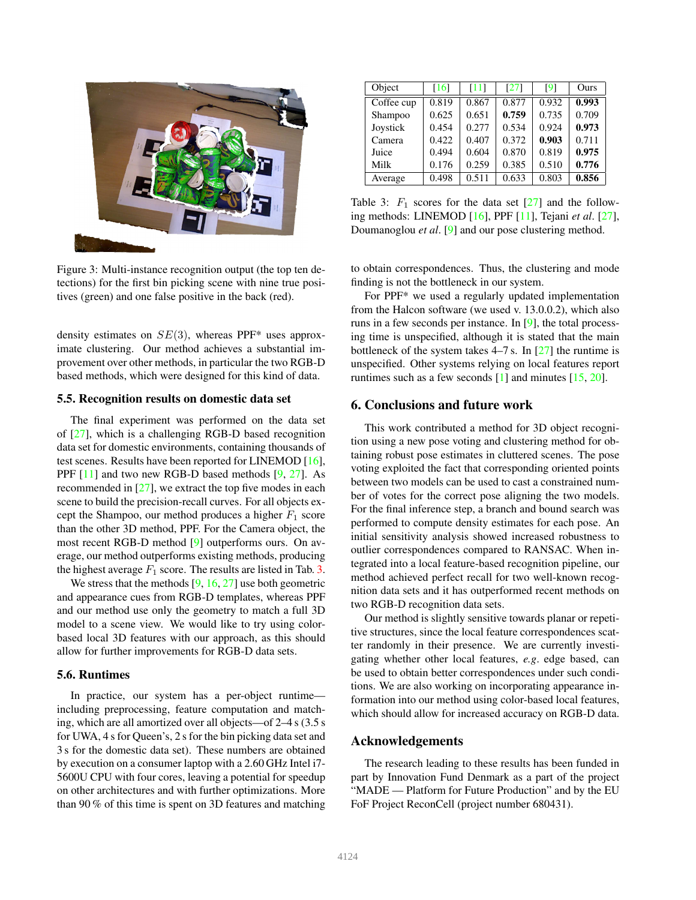Figure 3: Multi-instance recognition output (the top ten detections) for the first bin picking scene with nine true positives (green) and one false positive in the back (red).

density estimates on $SE(3)$, whereas PPF* uses approximate clustering. Our method achieves a substantial improvement over other methods, in particular the two RGB-D based methods, which were designed for this kind of data.

### 5.5. Recognition results on domestic data set

The final experiment was performed on the data set of [27], which is a challenging RGB-D based recognition data set for domestic environments, containing thousands of test scenes. Results have been reported for LINEMOD [16], PPF [11] and two new RGB-D based methods [9, 27]. As recommended in [27], we extract the top five modes in each scene to build the precision-recall curves. For all objects except the Shampoo, our method produces a higher $F_1$ score than the other 3D method, PPF. For the Camera object, the most recent RGB-D method [9] outperforms ours. On average, our method outperforms existing methods, producing the highest average $F_1$ score. The results are listed in Tab. 3.

We stress that the methods [9, 16, 27] use both geometric and appearance cues from RGB-D templates, whereas PPF and our method use only the geometry to match a full 3D model to a scene view. We would like to try using color-based local 3D features with our approach, as this should allow for further improvements for RGB-D data sets.

### 5.6. Runtimes

In practice, our system has a per-object runtime—including preprocessing, feature computation and matching, which are all amortized over all objects—of 2–4 s (3.5 s for UWA, 4 s for Queen's, 2 s for the bin picking data set and 3 s for the domestic data set). These numbers are obtained by execution on a consumer laptop with a 2.60 GHz Intel i7-5600U CPU with four cores, leaving a potential for speedup on other architectures and with further optimizations. More than 90 % of this time is spent on 3D features and matching

| Object | [16] | [11] | [27] | [9] | Ours |
|---|---|---|---|---|---|
| Coffee cup | 0.819 | 0.867 | 0.877 | 0.932 | **0.993** |
| Shampoo | 0.625 | 0.651 | **0.759** | 0.735 | 0.709 |
| Joystick | 0.454 | 0.277 | 0.534 | 0.924 | **0.973** |
| Camera | 0.422 | 0.407 | 0.372 | **0.903** | 0.711 |
| Juice | 0.494 | 0.604 | 0.870 | 0.819 | **0.975** |
| Milk | 0.176 | 0.259 | 0.385 | 0.510 | **0.776** |
| Average | 0.498 | 0.511 | 0.633 | 0.803 | **0.856** |

Table 3: $F_1$ scores for the data set [27] and the following methods: LINEMOD [16], PPF [11], Tejani *et al*. [27], Doumanoglou *et al*. [9] and our pose clustering method.

to obtain correspondences. Thus, the clustering and mode finding is not the bottleneck in our system.

For PPF* we used a regularly updated implementation from the Halcon software (we used v. 13.0.0.2), which also runs in a few seconds per instance. In [9], the total processing time is unspecified, although it is stated that the main bottleneck of the system takes 4–7 s. In [27] the runtime is unspecified. Other systems relying on local features report runtimes such as a few seconds [1] and minutes [15, 20].

## 6. Conclusions and future work

This work contributed a method for 3D object recognition using a new pose voting and clustering method for obtaining robust pose estimates in cluttered scenes. The pose voting exploited the fact that corresponding oriented points between two models can be used to cast a constrained number of votes for the correct pose aligning the two models. For the final inference step, a branch and bound search was performed to compute density estimates for each pose. An initial sensitivity analysis showed increased robustness to outlier correspondences compared to RANSAC. When integrated into a local feature-based recognition pipeline, our method achieved perfect recall for two well-known recognition data sets and it has outperformed recent methods on two RGB-D recognition data sets.

Our method is slightly sensitive towards planar or repetitive structures, since the local feature correspondences scatter randomly in their presence. We are currently investigating whether other local features, *e.g*. edge based, can be used to obtain better correspondences under such conditions. We are also working on incorporating appearance information into our method using color-based local features, which should allow for increased accuracy on RGB-D data.

## Acknowledgements

The research leading to these results has been funded in part by Innovation Fund Denmark as a part of the project "MADE — Platform for Future Production" and by the EU FoF Project ReconCell (project number 680431).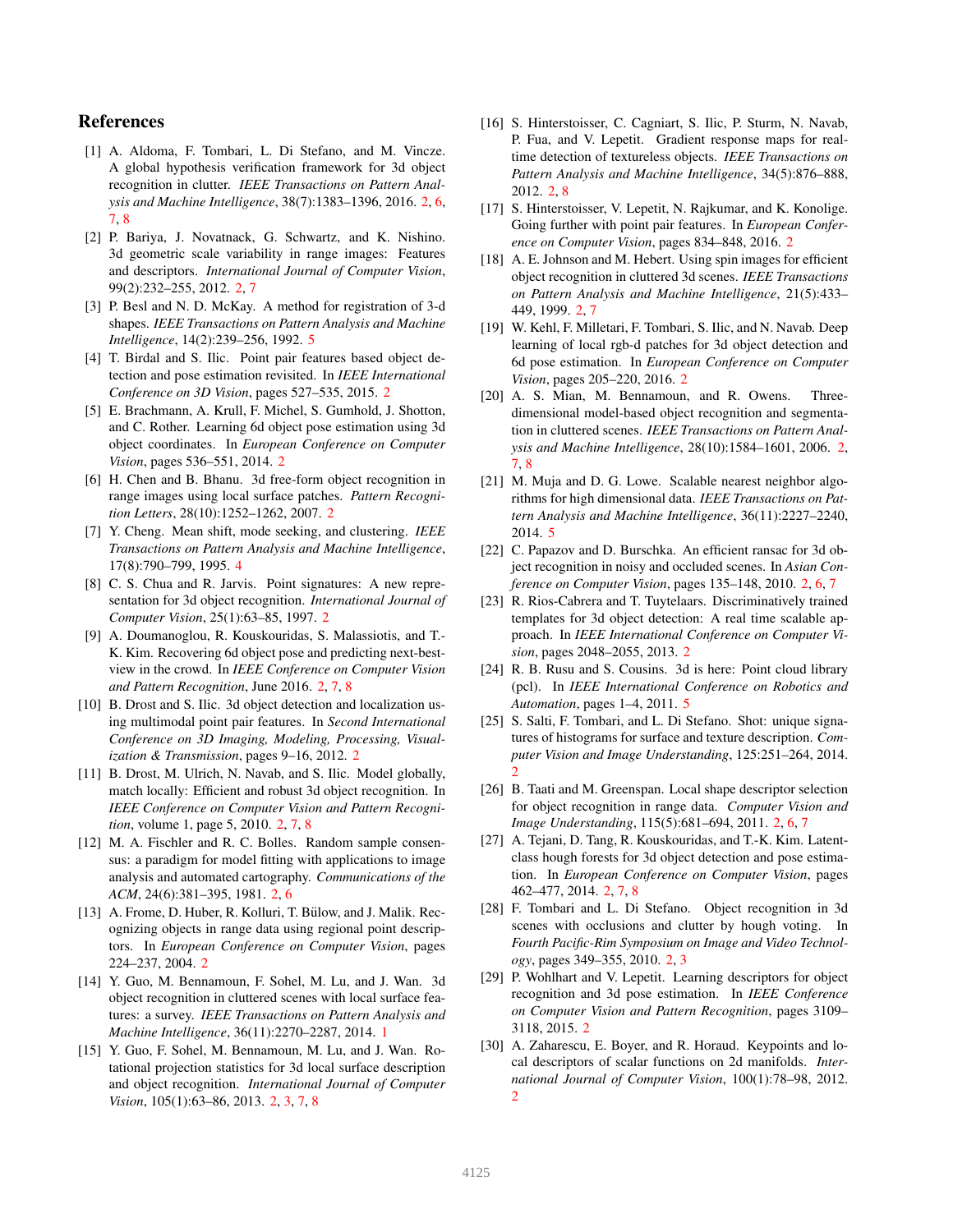## References

[1] A. Aldoma, F. Tombari, L. Di Stefano, and M. Vincze. A global hypothesis verification framework for 3d object recognition in clutter. *IEEE Transactions on Pattern Analysis and Machine Intelligence*, 38(7):1383–1396, 2016. 2, 6, 7, 8

[2] P. Bariya, J. Novatnack, G. Schwartz, and K. Nishino. 3d geometric scale variability in range images: Features and descriptors. *International Journal of Computer Vision*, 99(2):232–255, 2012. 2, 7

[3] P. Besl and N. D. McKay. A method for registration of 3-d shapes. *IEEE Transactions on Pattern Analysis and Machine Intelligence*, 14(2):239–256, 1992. 5

[4] T. Birdal and S. Ilic. Point pair features based object detection and pose estimation revisited. In *IEEE International Conference on 3D Vision*, pages 527–535, 2015. 2

[5] E. Brachmann, A. Krull, F. Michel, S. Gumhold, J. Shotton, and C. Rother. Learning 6d object pose estimation using 3d object coordinates. In *European Conference on Computer Vision*, pages 536–551, 2014. 2

[6] H. Chen and B. Bhanu. 3d free-form object recognition in range images using local surface patches. *Pattern Recognition Letters*, 28(10):1252–1262, 2007. 2

[7] Y. Cheng. Mean shift, mode seeking, and clustering. *IEEE Transactions on Pattern Analysis and Machine Intelligence*, 17(8):790–799, 1995. 4

[8] C. S. Chua and R. Jarvis. Point signatures: A new representation for 3d object recognition. *International Journal of Computer Vision*, 25(1):63–85, 1997. 2

[9] A. Doumanoglou, R. Kouskouridas, S. Malassiotis, and T.-K. Kim. Recovering 6d object pose and predicting next-best-view in the crowd. In *IEEE Conference on Computer Vision and Pattern Recognition*, June 2016. 2, 7, 8

[10] B. Drost and S. Ilic. 3d object detection and localization using multimodal point pair features. In *Second International Conference on 3D Imaging, Modeling, Processing, Visualization & Transmission*, pages 9–16, 2012. 2

[11] B. Drost, M. Ulrich, N. Navab, and S. Ilic. Model globally, match locally: Efficient and robust 3d object recognition. In *IEEE Conference on Computer Vision and Pattern Recognition*, volume 1, page 5, 2010. 2, 7, 8

[12] M. A. Fischler and R. C. Bolles. Random sample consensus: a paradigm for model fitting with applications to image analysis and automated cartography. *Communications of the ACM*, 24(6):381–395, 1981. 2, 6

[13] A. Frome, D. Huber, R. Kolluri, T. Bülow, and J. Malik. Recognizing objects in range data using regional point descriptors. In *European Conference on Computer Vision*, pages 224–237, 2004. 2

[14] Y. Guo, M. Bennamoun, F. Sohel, M. Lu, and J. Wan. 3d object recognition in cluttered scenes with local surface features: a survey. *IEEE Transactions on Pattern Analysis and Machine Intelligence*, 36(11):2270–2287, 2014. 1

[15] Y. Guo, F. Sohel, M. Bennamoun, M. Lu, and J. Wan. Rotational projection statistics for 3d local surface description and object recognition. *International Journal of Computer Vision*, 105(1):63–86, 2013. 2, 3, 7, 8

[16] S. Hinterstoisser, C. Cagniart, S. Ilic, P. Sturm, N. Navab, P. Fua, and V. Lepetit. Gradient response maps for real-time detection of textureless objects. *IEEE Transactions on Pattern Analysis and Machine Intelligence*, 34(5):876–888, 2012. 2, 8

[17] S. Hinterstoisser, V. Lepetit, N. Rajkumar, and K. Konolige. Going further with point pair features. In *European Conference on Computer Vision*, pages 834–848, 2016. 2

[18] A. E. Johnson and M. Hebert. Using spin images for efficient object recognition in cluttered 3d scenes. *IEEE Transactions on Pattern Analysis and Machine Intelligence*, 21(5):433–449, 1999. 2, 7

[19] W. Kehl, F. Milletari, F. Tombari, S. Ilic, and N. Navab. Deep learning of local rgb-d patches for 3d object detection and 6d pose estimation. In *European Conference on Computer Vision*, pages 205–220, 2016. 2

[20] A. S. Mian, M. Bennamoun, and R. Owens. Three-dimensional model-based object recognition and segmentation in cluttered scenes. *IEEE Transactions on Pattern Analysis and Machine Intelligence*, 28(10):1584–1601, 2006. 2, 7, 8

[21] M. Muja and D. G. Lowe. Scalable nearest neighbor algorithms for high dimensional data. *IEEE Transactions on Pattern Analysis and Machine Intelligence*, 36(11):2227–2240, 2014. 5

[22] C. Papazov and D. Burschka. An efficient ransac for 3d object recognition in noisy and occluded scenes. In *Asian Conference on Computer Vision*, pages 135–148, 2010. 2, 6, 7

[23] R. Rios-Cabrera and T. Tuytelaars. Discriminatively trained templates for 3d object detection: A real time scalable approach. In *IEEE International Conference on Computer Vision*, pages 2048–2055, 2013. 2

[24] R. B. Rusu and S. Cousins. 3d is here: Point cloud library (pcl). In *IEEE International Conference on Robotics and Automation*, pages 1–4, 2011. 5

[25] S. Salti, F. Tombari, and L. Di Stefano. Shot: unique signatures of histograms for surface and texture description. *Computer Vision and Image Understanding*, 125:251–264, 2014. 2

[26] B. Taati and M. Greenspan. Local shape descriptor selection for object recognition in range data. *Computer Vision and Image Understanding*, 115(5):681–694, 2011. 2, 6, 7

[27] A. Tejani, D. Tang, R. Kouskouridas, and T.-K. Kim. Latent-class hough forests for 3d object detection and pose estimation. In *European Conference on Computer Vision*, pages 462–477, 2014. 2, 7, 8

[28] F. Tombari and L. Di Stefano. Object recognition in 3d scenes with occlusions and clutter by hough voting. In *Fourth Pacific-Rim Symposium on Image and Video Technology*, pages 349–355, 2010. 2, 3

[29] P. Wohlhart and V. Lepetit. Learning descriptors for object recognition and 3d pose estimation. In *IEEE Conference on Computer Vision and Pattern Recognition*, pages 3109–3118, 2015. 2

[30] A. Zaharescu, E. Boyer, and R. Horaud. Keypoints and local descriptors of scalar functions on 2d manifolds. *International Journal of Computer Vision*, 100(1):78–98, 2012. 2